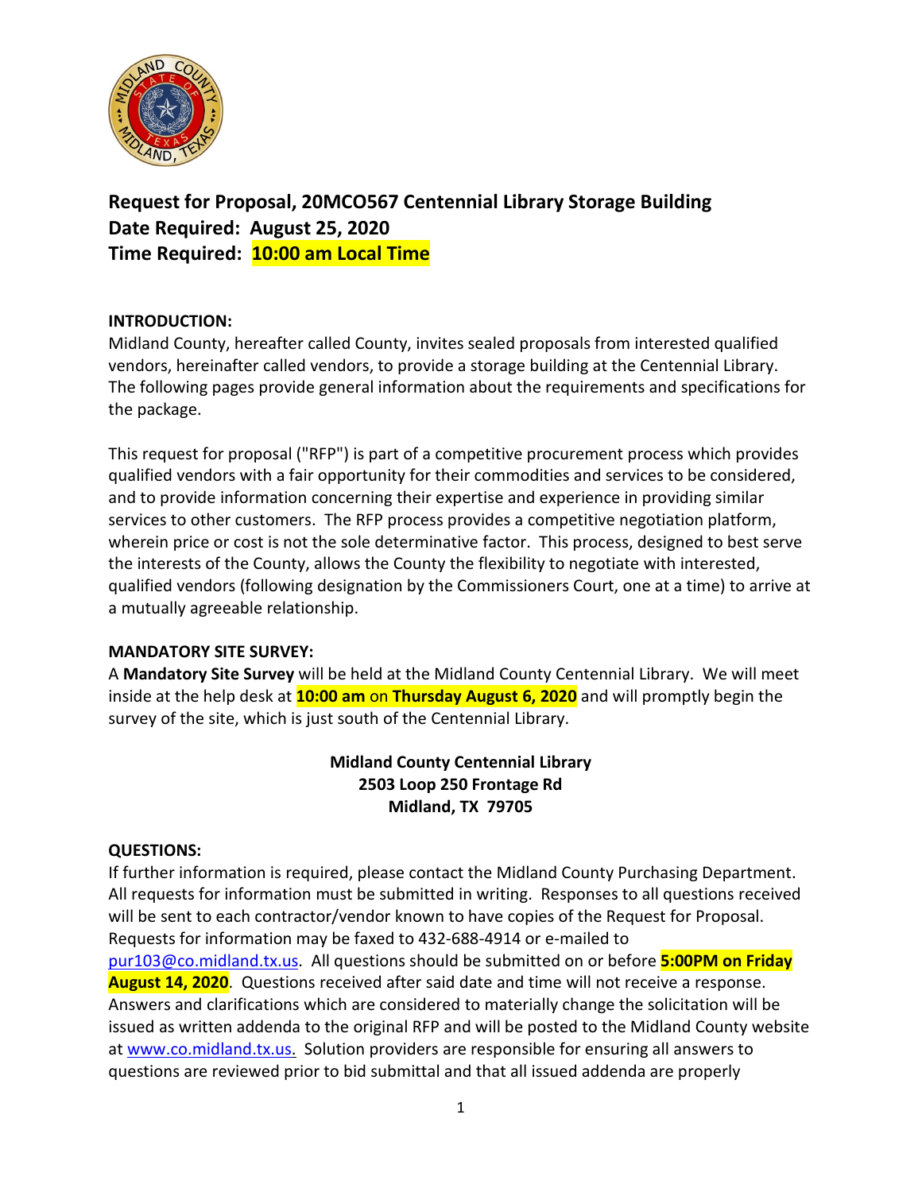# Request for Proposal, 20MCO567 Centennial Library Storage Building

**Date Required: August 25, 2020**

**Time Required: 10:00 am Local Time**

## INTRODUCTION:

Midland County, hereafter called County, invites sealed proposals from interested qualified vendors, hereinafter called vendors, to provide a storage building at the Centennial Library. The following pages provide general information about the requirements and specifications for the package.

This request for proposal ("RFP") is part of a competitive procurement process which provides qualified vendors with a fair opportunity for their commodities and services to be considered, and to provide information concerning their expertise and experience in providing similar services to other customers. The RFP process provides a competitive negotiation platform, wherein price or cost is not the sole determinative factor. This process, designed to best serve the interests of the County, allows the County the flexibility to negotiate with interested, qualified vendors (following designation by the Commissioners Court, one at a time) to arrive at a mutually agreeable relationship.

## MANDATORY SITE SURVEY:

A **Mandatory Site Survey** will be held at the Midland County Centennial Library. We will meet inside at the help desk at **10:00 am** on **Thursday August 6, 2020** and will promptly begin the survey of the site, which is just south of the Centennial Library.

**Midland County Centennial Library**
**2503 Loop 250 Frontage Rd**
**Midland, TX 79705**

## QUESTIONS:

If further information is required, please contact the Midland County Purchasing Department. All requests for information must be submitted in writing. Responses to all questions received will be sent to each contractor/vendor known to have copies of the Request for Proposal. Requests for information may be faxed to 432-688-4914 or e-mailed to pur103@co.midland.tx.us. All questions should be submitted on or before **5:00PM on Friday August 14, 2020**. Questions received after said date and time will not receive a response. Answers and clarifications which are considered to materially change the solicitation will be issued as written addenda to the original RFP and will be posted to the Midland County website at www.co.midland.tx.us. Solution providers are responsible for ensuring all answers to questions are reviewed prior to bid submittal and that all issued addenda are properly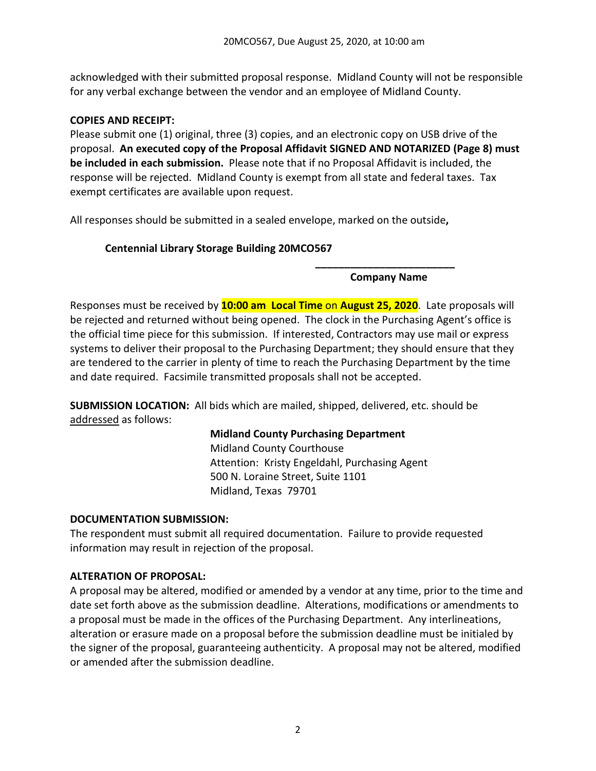acknowledged with their submitted proposal response. Midland County will not be responsible for any verbal exchange between the vendor and an employee of Midland County.

**COPIES AND RECEIPT:**
Please submit one (1) original, three (3) copies, and an electronic copy on USB drive of the proposal. **An executed copy of the Proposal Affidavit SIGNED AND NOTARIZED (Page 8) must be included in each submission.** Please note that if no Proposal Affidavit is included, the response will be rejected. Midland County is exempt from all state and federal taxes. Tax exempt certificates are available upon request.

All responses should be submitted in a sealed envelope, marked on the outside**,**

**Centennial Library Storage Building 20MCO567**

**________________________**
**Company Name**

Responses must be received by **10:00 am Local Time** on **August 25, 2020**. Late proposals will be rejected and returned without being opened. The clock in the Purchasing Agent's office is the official time piece for this submission. If interested, Contractors may use mail or express systems to deliver their proposal to the Purchasing Department; they should ensure that they are tendered to the carrier in plenty of time to reach the Purchasing Department by the time and date required. Facsimile transmitted proposals shall not be accepted.

**SUBMISSION LOCATION:** All bids which are mailed, shipped, delivered, etc. should be addressed as follows:

**Midland County Purchasing Department**
Midland County Courthouse
Attention: Kristy Engeldahl, Purchasing Agent
500 N. Loraine Street, Suite 1101
Midland, Texas 79701

**DOCUMENTATION SUBMISSION:**
The respondent must submit all required documentation. Failure to provide requested information may result in rejection of the proposal.

**ALTERATION OF PROPOSAL:**
A proposal may be altered, modified or amended by a vendor at any time, prior to the time and date set forth above as the submission deadline. Alterations, modifications or amendments to a proposal must be made in the offices of the Purchasing Department. Any interlineations, alteration or erasure made on a proposal before the submission deadline must be initialed by the signer of the proposal, guaranteeing authenticity. A proposal may not be altered, modified or amended after the submission deadline.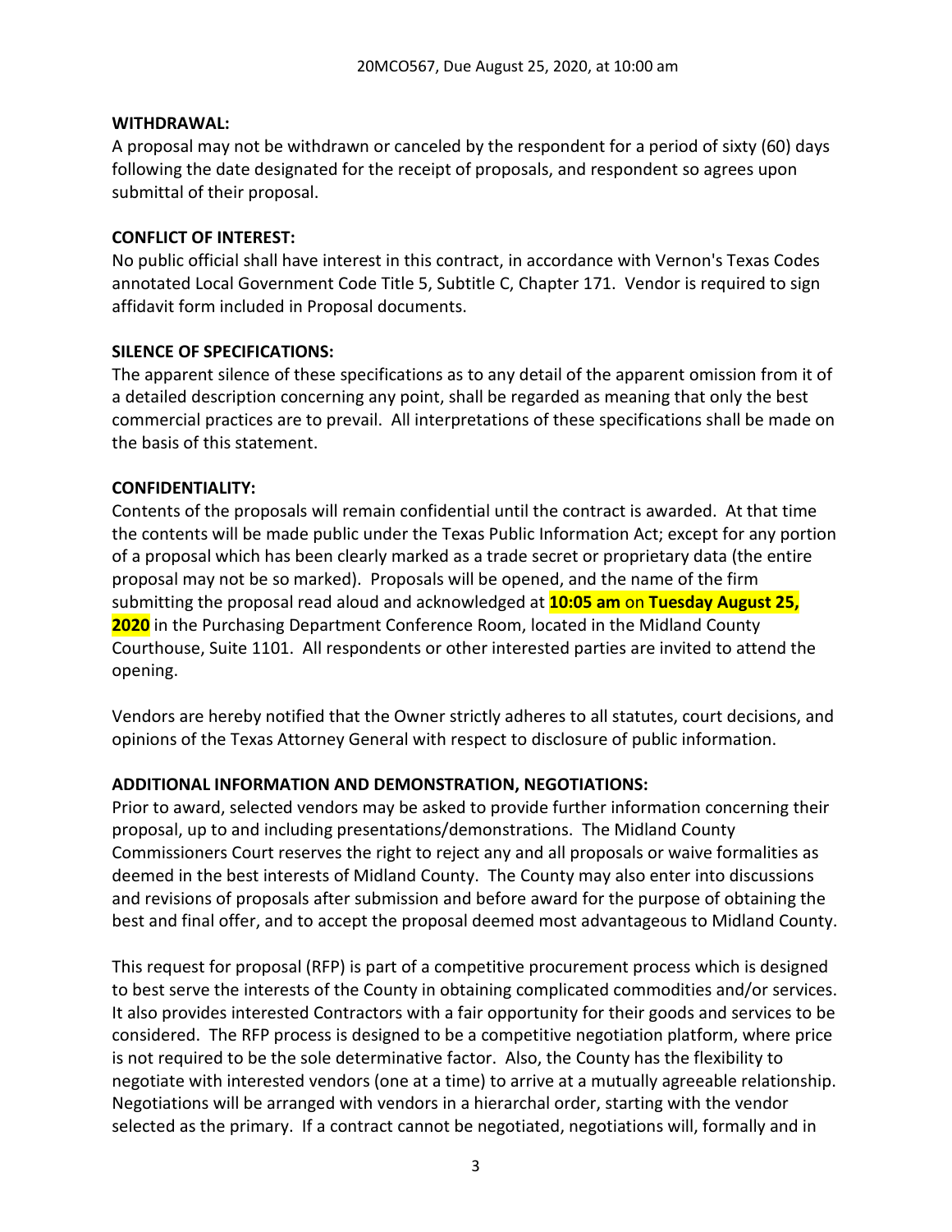**WITHDRAWAL:**

A proposal may not be withdrawn or canceled by the respondent for a period of sixty (60) days following the date designated for the receipt of proposals, and respondent so agrees upon submittal of their proposal.

**CONFLICT OF INTEREST:**

No public official shall have interest in this contract, in accordance with Vernon's Texas Codes annotated Local Government Code Title 5, Subtitle C, Chapter 171. Vendor is required to sign affidavit form included in Proposal documents.

**SILENCE OF SPECIFICATIONS:**

The apparent silence of these specifications as to any detail of the apparent omission from it of a detailed description concerning any point, shall be regarded as meaning that only the best commercial practices are to prevail. All interpretations of these specifications shall be made on the basis of this statement.

**CONFIDENTIALITY:**

Contents of the proposals will remain confidential until the contract is awarded. At that time the contents will be made public under the Texas Public Information Act; except for any portion of a proposal which has been clearly marked as a trade secret or proprietary data (the entire proposal may not be so marked). Proposals will be opened, and the name of the firm submitting the proposal read aloud and acknowledged at **10:05 am** on **Tuesday August 25, 2020** in the Purchasing Department Conference Room, located in the Midland County Courthouse, Suite 1101. All respondents or other interested parties are invited to attend the opening.

Vendors are hereby notified that the Owner strictly adheres to all statutes, court decisions, and opinions of the Texas Attorney General with respect to disclosure of public information.

**ADDITIONAL INFORMATION AND DEMONSTRATION, NEGOTIATIONS:**

Prior to award, selected vendors may be asked to provide further information concerning their proposal, up to and including presentations/demonstrations. The Midland County Commissioners Court reserves the right to reject any and all proposals or waive formalities as deemed in the best interests of Midland County. The County may also enter into discussions and revisions of proposals after submission and before award for the purpose of obtaining the best and final offer, and to accept the proposal deemed most advantageous to Midland County.

This request for proposal (RFP) is part of a competitive procurement process which is designed to best serve the interests of the County in obtaining complicated commodities and/or services. It also provides interested Contractors with a fair opportunity for their goods and services to be considered. The RFP process is designed to be a competitive negotiation platform, where price is not required to be the sole determinative factor. Also, the County has the flexibility to negotiate with interested vendors (one at a time) to arrive at a mutually agreeable relationship. Negotiations will be arranged with vendors in a hierarchal order, starting with the vendor selected as the primary. If a contract cannot be negotiated, negotiations will, formally and in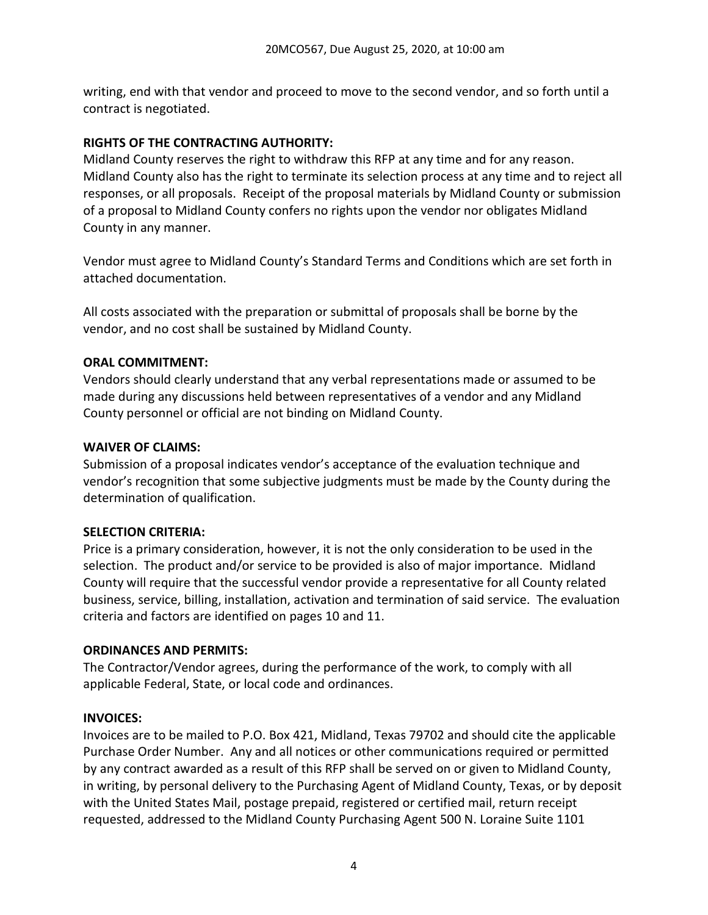writing, end with that vendor and proceed to move to the second vendor, and so forth until a contract is negotiated.

**RIGHTS OF THE CONTRACTING AUTHORITY:**

Midland County reserves the right to withdraw this RFP at any time and for any reason. Midland County also has the right to terminate its selection process at any time and to reject all responses, or all proposals. Receipt of the proposal materials by Midland County or submission of a proposal to Midland County confers no rights upon the vendor nor obligates Midland County in any manner.

Vendor must agree to Midland County's Standard Terms and Conditions which are set forth in attached documentation.

All costs associated with the preparation or submittal of proposals shall be borne by the vendor, and no cost shall be sustained by Midland County.

**ORAL COMMITMENT:**

Vendors should clearly understand that any verbal representations made or assumed to be made during any discussions held between representatives of a vendor and any Midland County personnel or official are not binding on Midland County.

**WAIVER OF CLAIMS:**

Submission of a proposal indicates vendor's acceptance of the evaluation technique and vendor's recognition that some subjective judgments must be made by the County during the determination of qualification.

**SELECTION CRITERIA:**

Price is a primary consideration, however, it is not the only consideration to be used in the selection. The product and/or service to be provided is also of major importance. Midland County will require that the successful vendor provide a representative for all County related business, service, billing, installation, activation and termination of said service. The evaluation criteria and factors are identified on pages 10 and 11.

**ORDINANCES AND PERMITS:**

The Contractor/Vendor agrees, during the performance of the work, to comply with all applicable Federal, State, or local code and ordinances.

**INVOICES:**

Invoices are to be mailed to P.O. Box 421, Midland, Texas 79702 and should cite the applicable Purchase Order Number. Any and all notices or other communications required or permitted by any contract awarded as a result of this RFP shall be served on or given to Midland County, in writing, by personal delivery to the Purchasing Agent of Midland County, Texas, or by deposit with the United States Mail, postage prepaid, registered or certified mail, return receipt requested, addressed to the Midland County Purchasing Agent 500 N. Loraine Suite 1101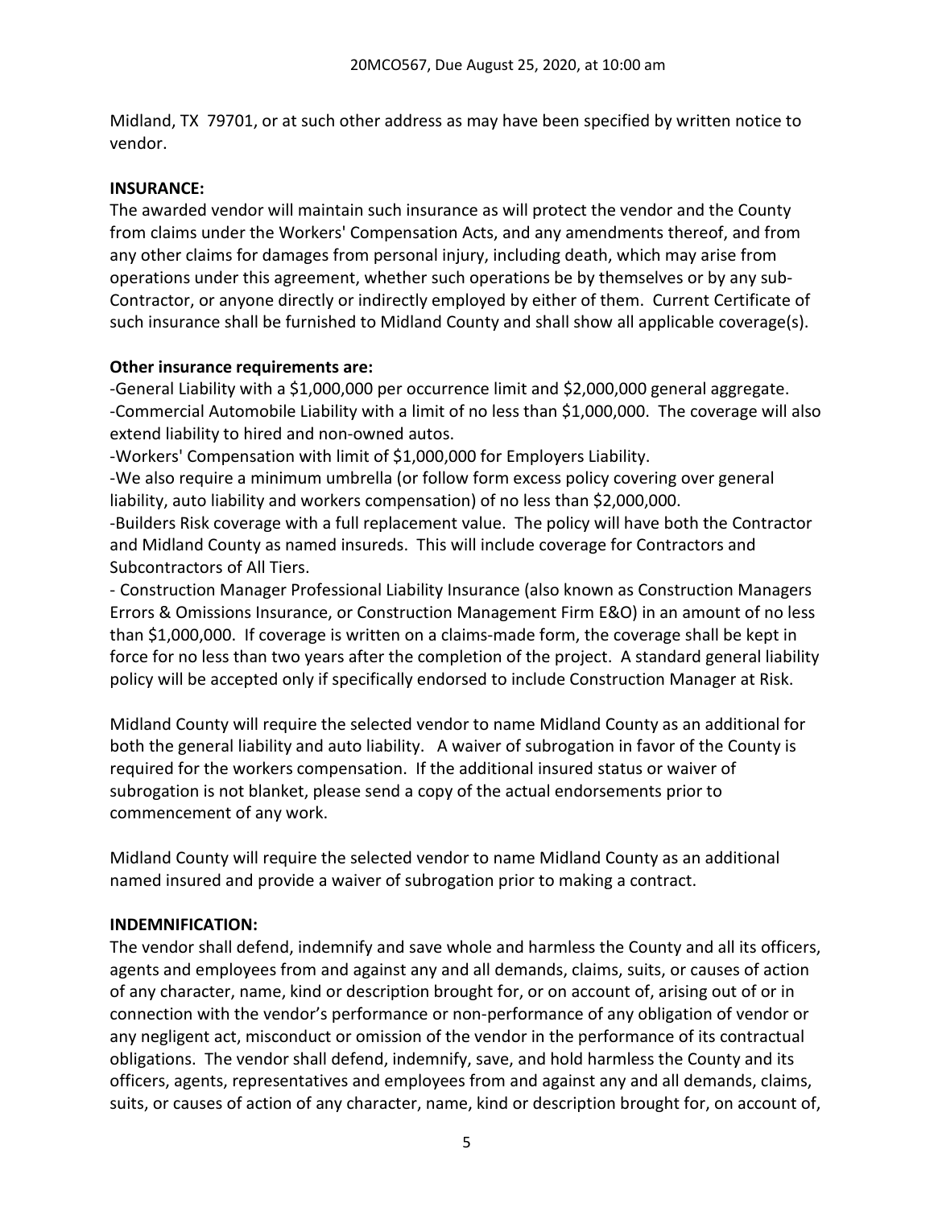Midland, TX 79701, or at such other address as may have been specified by written notice to vendor.

**INSURANCE:**

The awarded vendor will maintain such insurance as will protect the vendor and the County from claims under the Workers' Compensation Acts, and any amendments thereof, and from any other claims for damages from personal injury, including death, which may arise from operations under this agreement, whether such operations be by themselves or by any sub-Contractor, or anyone directly or indirectly employed by either of them. Current Certificate of such insurance shall be furnished to Midland County and shall show all applicable coverage(s).

**Other insurance requirements are:**

-General Liability with a $1,000,000 per occurrence limit and $2,000,000 general aggregate.
-Commercial Automobile Liability with a limit of no less than $1,000,000. The coverage will also extend liability to hired and non-owned autos.
-Workers' Compensation with limit of $1,000,000 for Employers Liability.
-We also require a minimum umbrella (or follow form excess policy covering over general liability, auto liability and workers compensation) of no less than $2,000,000.
-Builders Risk coverage with a full replacement value. The policy will have both the Contractor and Midland County as named insureds. This will include coverage for Contractors and Subcontractors of All Tiers.
- Construction Manager Professional Liability Insurance (also known as Construction Managers Errors & Omissions Insurance, or Construction Management Firm E&O) in an amount of no less than $1,000,000. If coverage is written on a claims-made form, the coverage shall be kept in force for no less than two years after the completion of the project. A standard general liability policy will be accepted only if specifically endorsed to include Construction Manager at Risk.

Midland County will require the selected vendor to name Midland County as an additional for both the general liability and auto liability. A waiver of subrogation in favor of the County is required for the workers compensation. If the additional insured status or waiver of subrogation is not blanket, please send a copy of the actual endorsements prior to commencement of any work.

Midland County will require the selected vendor to name Midland County as an additional named insured and provide a waiver of subrogation prior to making a contract.

**INDEMNIFICATION:**

The vendor shall defend, indemnify and save whole and harmless the County and all its officers, agents and employees from and against any and all demands, claims, suits, or causes of action of any character, name, kind or description brought for, or on account of, arising out of or in connection with the vendor's performance or non-performance of any obligation of vendor or any negligent act, misconduct or omission of the vendor in the performance of its contractual obligations. The vendor shall defend, indemnify, save, and hold harmless the County and its officers, agents, representatives and employees from and against any and all demands, claims, suits, or causes of action of any character, name, kind or description brought for, on account of,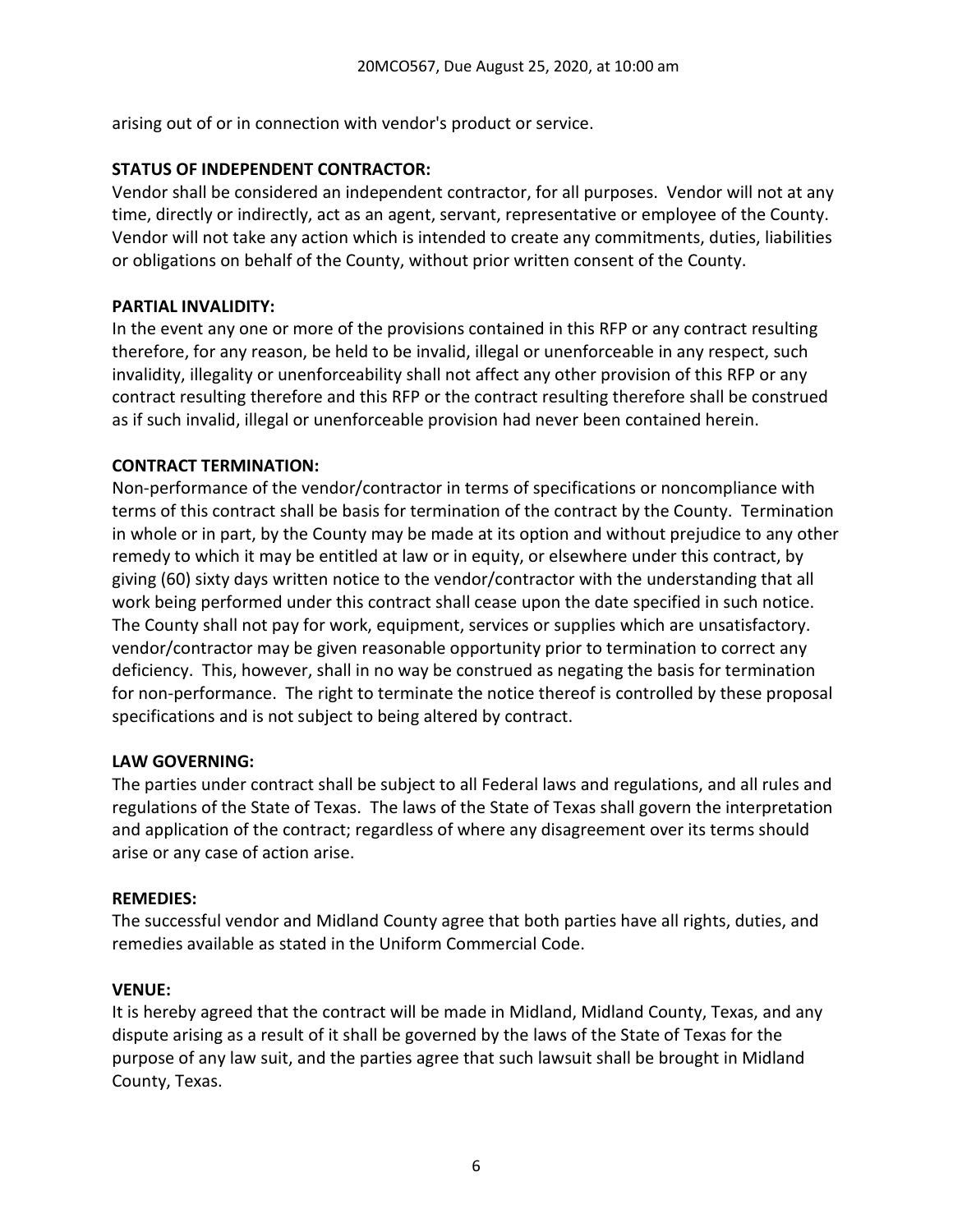arising out of or in connection with vendor's product or service.

**STATUS OF INDEPENDENT CONTRACTOR:**
Vendor shall be considered an independent contractor, for all purposes. Vendor will not at any time, directly or indirectly, act as an agent, servant, representative or employee of the County. Vendor will not take any action which is intended to create any commitments, duties, liabilities or obligations on behalf of the County, without prior written consent of the County.

**PARTIAL INVALIDITY:**
In the event any one or more of the provisions contained in this RFP or any contract resulting therefore, for any reason, be held to be invalid, illegal or unenforceable in any respect, such invalidity, illegality or unenforceability shall not affect any other provision of this RFP or any contract resulting therefore and this RFP or the contract resulting therefore shall be construed as if such invalid, illegal or unenforceable provision had never been contained herein.

**CONTRACT TERMINATION:**
Non-performance of the vendor/contractor in terms of specifications or noncompliance with terms of this contract shall be basis for termination of the contract by the County. Termination in whole or in part, by the County may be made at its option and without prejudice to any other remedy to which it may be entitled at law or in equity, or elsewhere under this contract, by giving (60) sixty days written notice to the vendor/contractor with the understanding that all work being performed under this contract shall cease upon the date specified in such notice. The County shall not pay for work, equipment, services or supplies which are unsatisfactory. vendor/contractor may be given reasonable opportunity prior to termination to correct any deficiency. This, however, shall in no way be construed as negating the basis for termination for non-performance. The right to terminate the notice thereof is controlled by these proposal specifications and is not subject to being altered by contract.

**LAW GOVERNING:**
The parties under contract shall be subject to all Federal laws and regulations, and all rules and regulations of the State of Texas. The laws of the State of Texas shall govern the interpretation and application of the contract; regardless of where any disagreement over its terms should arise or any case of action arise.

**REMEDIES:**
The successful vendor and Midland County agree that both parties have all rights, duties, and remedies available as stated in the Uniform Commercial Code.

**VENUE:**
It is hereby agreed that the contract will be made in Midland, Midland County, Texas, and any dispute arising as a result of it shall be governed by the laws of the State of Texas for the purpose of any law suit, and the parties agree that such lawsuit shall be brought in Midland County, Texas.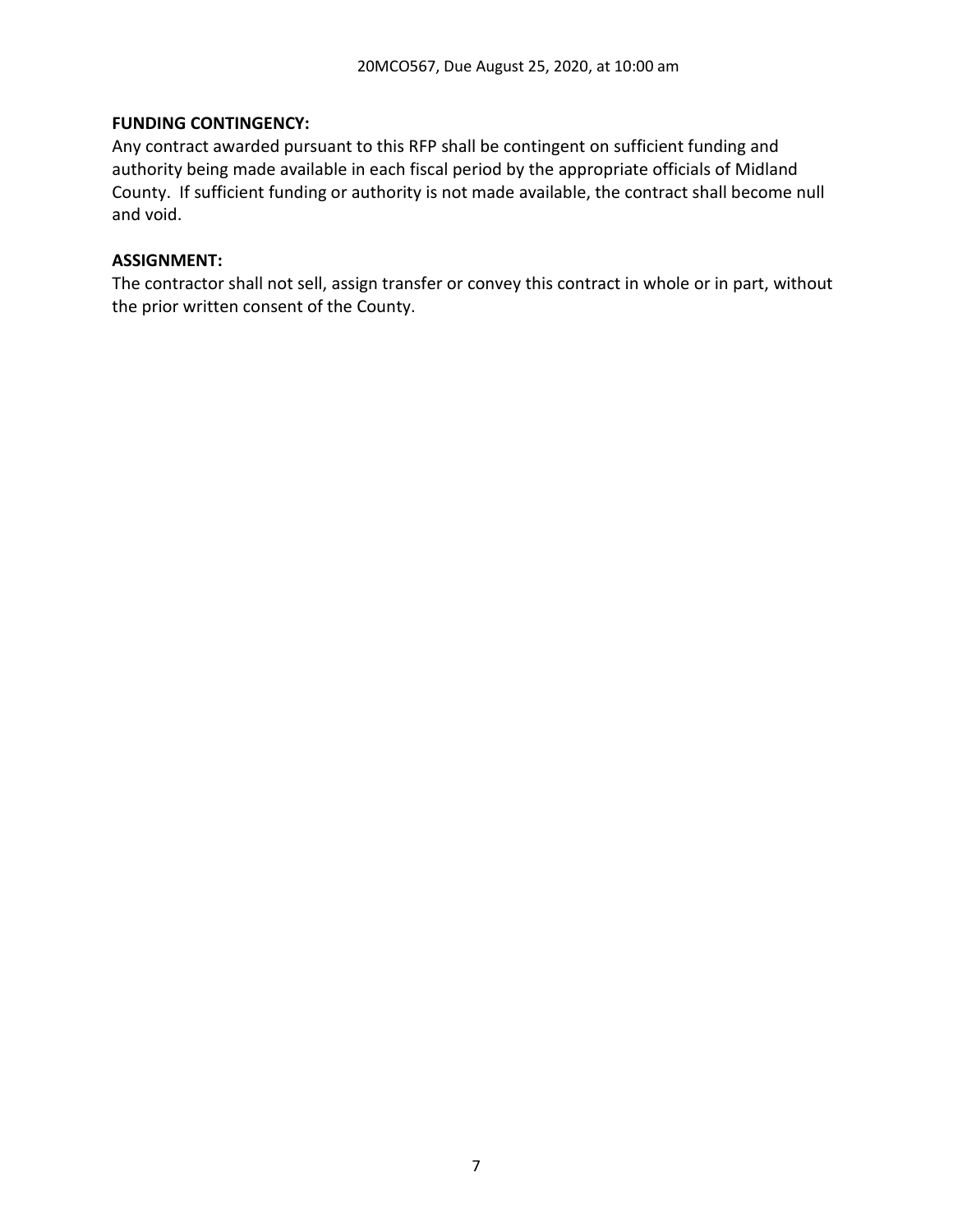**FUNDING CONTINGENCY:**

Any contract awarded pursuant to this RFP shall be contingent on sufficient funding and authority being made available in each fiscal period by the appropriate officials of Midland County. If sufficient funding or authority is not made available, the contract shall become null and void.

**ASSIGNMENT:**

The contractor shall not sell, assign transfer or convey this contract in whole or in part, without the prior written consent of the County.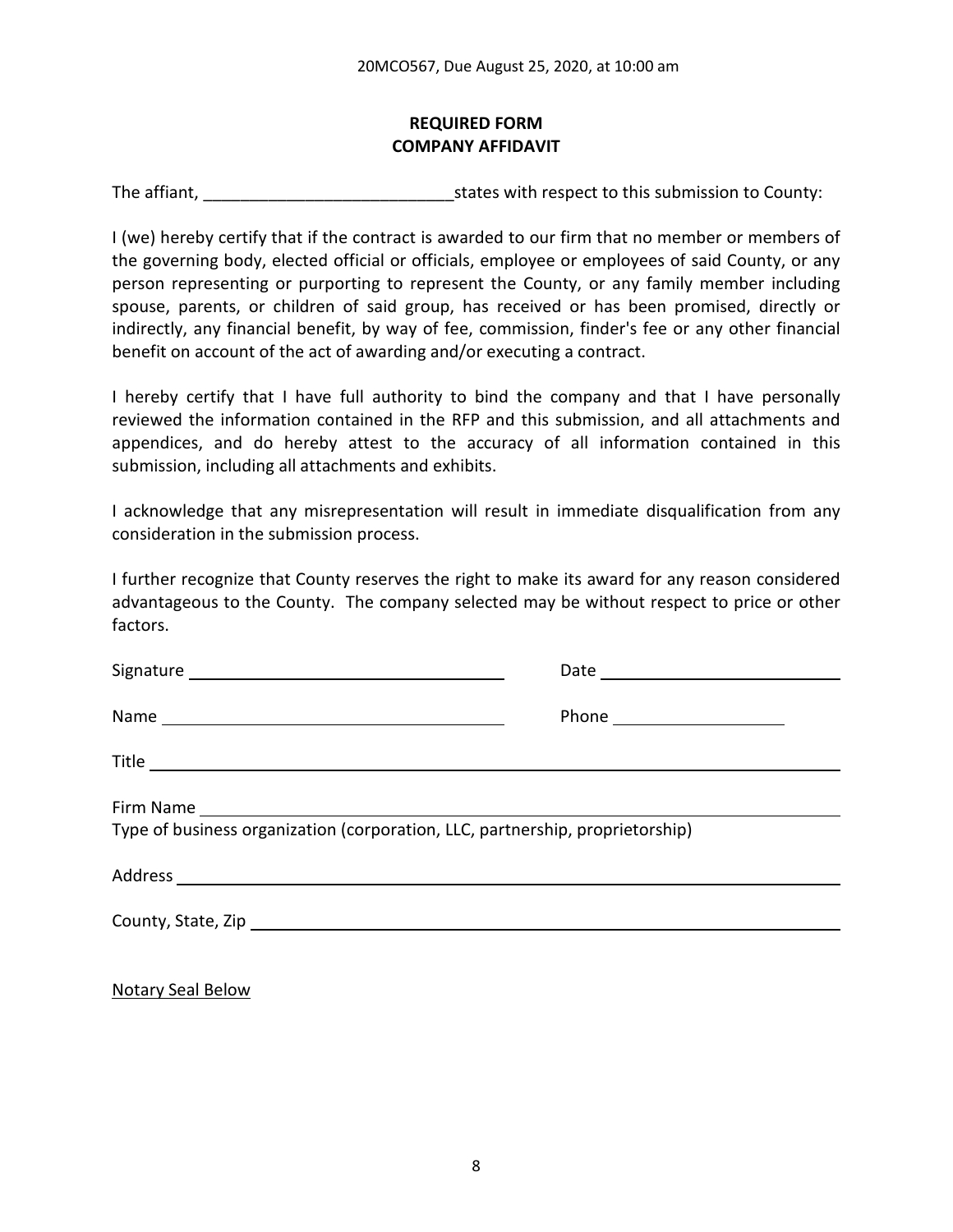## REQUIRED FORM
## COMPANY AFFIDAVIT

The affiant, ___________________________states with respect to this submission to County:

I (we) hereby certify that if the contract is awarded to our firm that no member or members of the governing body, elected official or officials, employee or employees of said County, or any person representing or purporting to represent the County, or any family member including spouse, parents, or children of said group, has received or has been promised, directly or indirectly, any financial benefit, by way of fee, commission, finder's fee or any other financial benefit on account of the act of awarding and/or executing a contract.

I hereby certify that I have full authority to bind the company and that I have personally reviewed the information contained in the RFP and this submission, and all attachments and appendices, and do hereby attest to the accuracy of all information contained in this submission, including all attachments and exhibits.

I acknowledge that any misrepresentation will result in immediate disqualification from any consideration in the submission process.

I further recognize that County reserves the right to make its award for any reason considered advantageous to the County. The company selected may be without respect to price or other factors.

Signature ___________________________________ Date ___________________________

Name ______________________________________ Phone ___________________

Title ____________________________________________________________________________

Firm Name _______________________________________________________________________

Type of business organization (corporation, LLC, partnership, proprietorship)

Address __________________________________________________________________________

County, State, Zip _________________________________________________________________

Notary Seal Below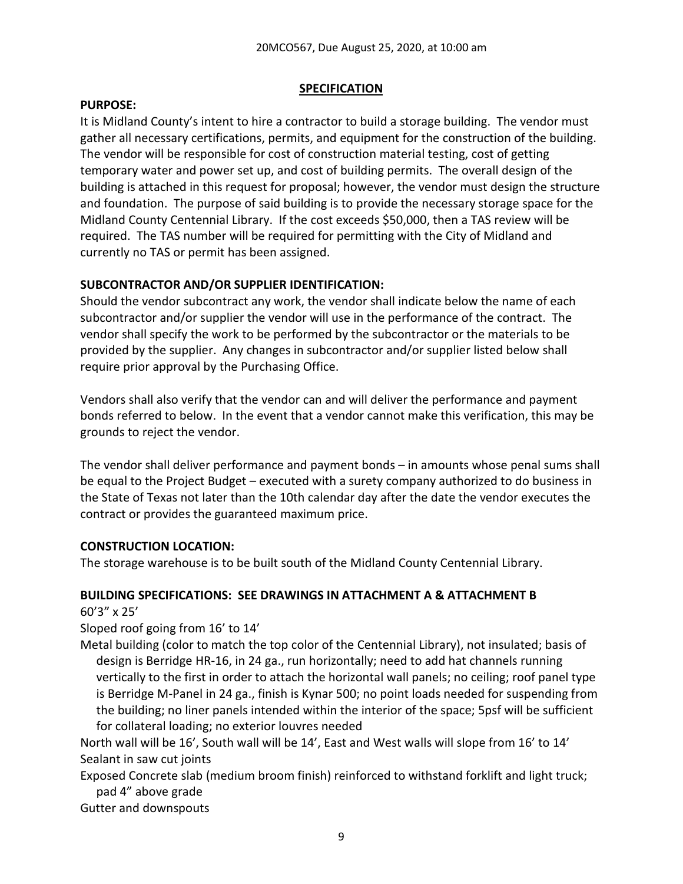## SPECIFICATION

**PURPOSE:**

It is Midland County's intent to hire a contractor to build a storage building. The vendor must gather all necessary certifications, permits, and equipment for the construction of the building. The vendor will be responsible for cost of construction material testing, cost of getting temporary water and power set up, and cost of building permits. The overall design of the building is attached in this request for proposal; however, the vendor must design the structure and foundation. The purpose of said building is to provide the necessary storage space for the Midland County Centennial Library. If the cost exceeds $50,000, then a TAS review will be required. The TAS number will be required for permitting with the City of Midland and currently no TAS or permit has been assigned.

**SUBCONTRACTOR AND/OR SUPPLIER IDENTIFICATION:**

Should the vendor subcontract any work, the vendor shall indicate below the name of each subcontractor and/or supplier the vendor will use in the performance of the contract. The vendor shall specify the work to be performed by the subcontractor or the materials to be provided by the supplier. Any changes in subcontractor and/or supplier listed below shall require prior approval by the Purchasing Office.

Vendors shall also verify that the vendor can and will deliver the performance and payment bonds referred to below. In the event that a vendor cannot make this verification, this may be grounds to reject the vendor.

The vendor shall deliver performance and payment bonds – in amounts whose penal sums shall be equal to the Project Budget – executed with a surety company authorized to do business in the State of Texas not later than the 10th calendar day after the date the vendor executes the contract or provides the guaranteed maximum price.

**CONSTRUCTION LOCATION:**

The storage warehouse is to be built south of the Midland County Centennial Library.

**BUILDING SPECIFICATIONS: SEE DRAWINGS IN ATTACHMENT A & ATTACHMENT B**

60'3" x 25'

Sloped roof going from 16' to 14'

Metal building (color to match the top color of the Centennial Library), not insulated; basis of design is Berridge HR-16, in 24 ga., run horizontally; need to add hat channels running vertically to the first in order to attach the horizontal wall panels; no ceiling; roof panel type is Berridge M-Panel in 24 ga., finish is Kynar 500; no point loads needed for suspending from the building; no liner panels intended within the interior of the space; 5psf will be sufficient for collateral loading; no exterior louvres needed

North wall will be 16', South wall will be 14', East and West walls will slope from 16' to 14'

Sealant in saw cut joints

Exposed Concrete slab (medium broom finish) reinforced to withstand forklift and light truck; pad 4" above grade

Gutter and downspouts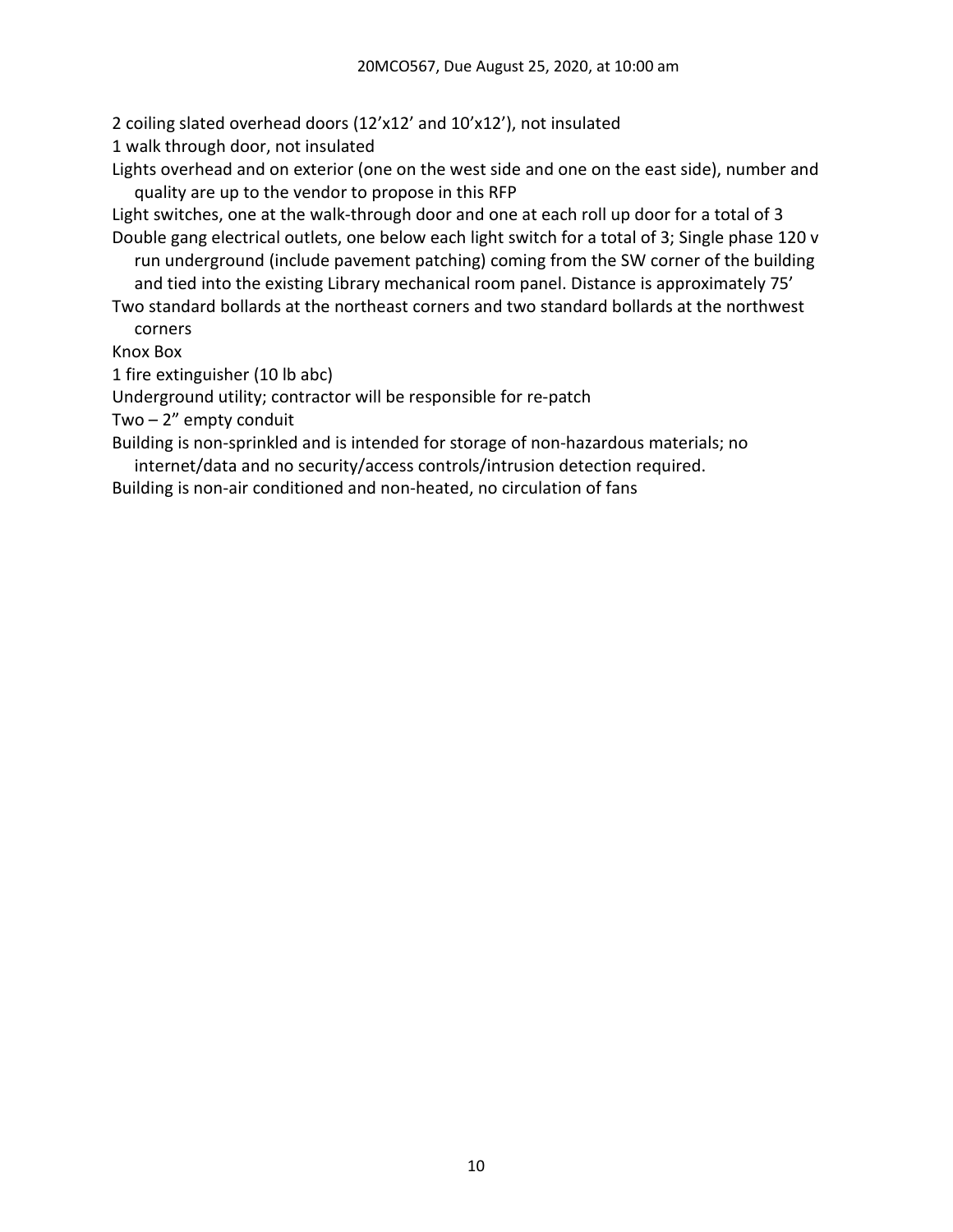2 coiling slated overhead doors (12’x12’ and 10’x12’), not insulated

1 walk through door, not insulated

Lights overhead and on exterior (one on the west side and one on the east side), number and quality are up to the vendor to propose in this RFP

Light switches, one at the walk-through door and one at each roll up door for a total of 3

Double gang electrical outlets, one below each light switch for a total of 3; Single phase 120 v run underground (include pavement patching) coming from the SW corner of the building and tied into the existing Library mechanical room panel. Distance is approximately 75’

Two standard bollards at the northeast corners and two standard bollards at the northwest corners

Knox Box

1 fire extinguisher (10 lb abc)

Underground utility; contractor will be responsible for re-patch

Two – 2” empty conduit

Building is non-sprinkled and is intended for storage of non-hazardous materials; no internet/data and no security/access controls/intrusion detection required.

Building is non-air conditioned and non-heated, no circulation of fans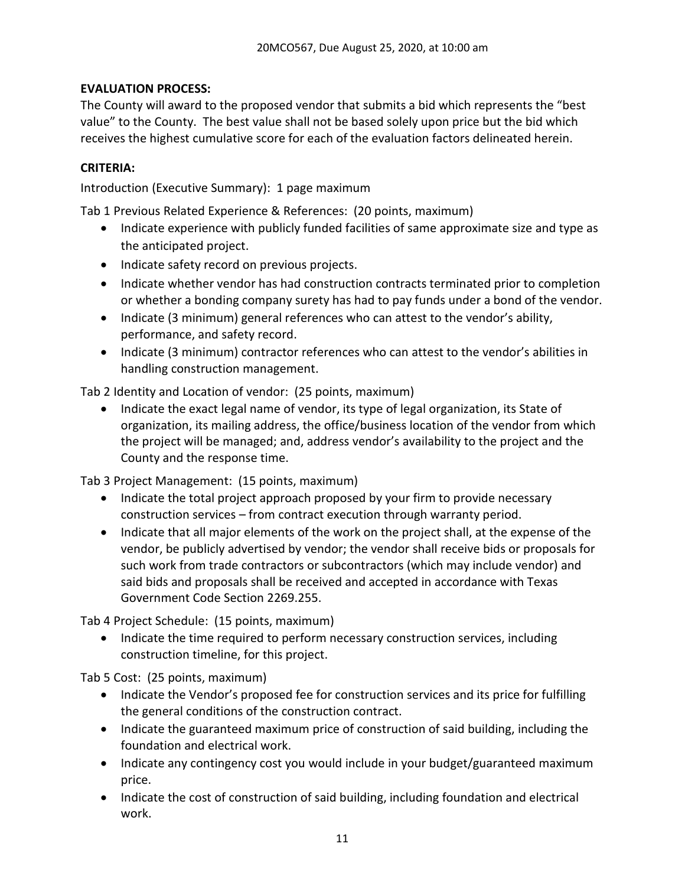**EVALUATION PROCESS:**

The County will award to the proposed vendor that submits a bid which represents the "best value" to the County. The best value shall not be based solely upon price but the bid which receives the highest cumulative score for each of the evaluation factors delineated herein.

**CRITERIA:**

Introduction (Executive Summary): 1 page maximum

Tab 1 Previous Related Experience & References: (20 points, maximum)

- Indicate experience with publicly funded facilities of same approximate size and type as the anticipated project.
- Indicate safety record on previous projects.
- Indicate whether vendor has had construction contracts terminated prior to completion or whether a bonding company surety has had to pay funds under a bond of the vendor.
- Indicate (3 minimum) general references who can attest to the vendor's ability, performance, and safety record.
- Indicate (3 minimum) contractor references who can attest to the vendor's abilities in handling construction management.

Tab 2 Identity and Location of vendor: (25 points, maximum)

- Indicate the exact legal name of vendor, its type of legal organization, its State of organization, its mailing address, the office/business location of the vendor from which the project will be managed; and, address vendor's availability to the project and the County and the response time.

Tab 3 Project Management: (15 points, maximum)

- Indicate the total project approach proposed by your firm to provide necessary construction services – from contract execution through warranty period.
- Indicate that all major elements of the work on the project shall, at the expense of the vendor, be publicly advertised by vendor; the vendor shall receive bids or proposals for such work from trade contractors or subcontractors (which may include vendor) and said bids and proposals shall be received and accepted in accordance with Texas Government Code Section 2269.255.

Tab 4 Project Schedule: (15 points, maximum)

- Indicate the time required to perform necessary construction services, including construction timeline, for this project.

Tab 5 Cost: (25 points, maximum)

- Indicate the Vendor's proposed fee for construction services and its price for fulfilling the general conditions of the construction contract.
- Indicate the guaranteed maximum price of construction of said building, including the foundation and electrical work.
- Indicate any contingency cost you would include in your budget/guaranteed maximum price.
- Indicate the cost of construction of said building, including foundation and electrical work.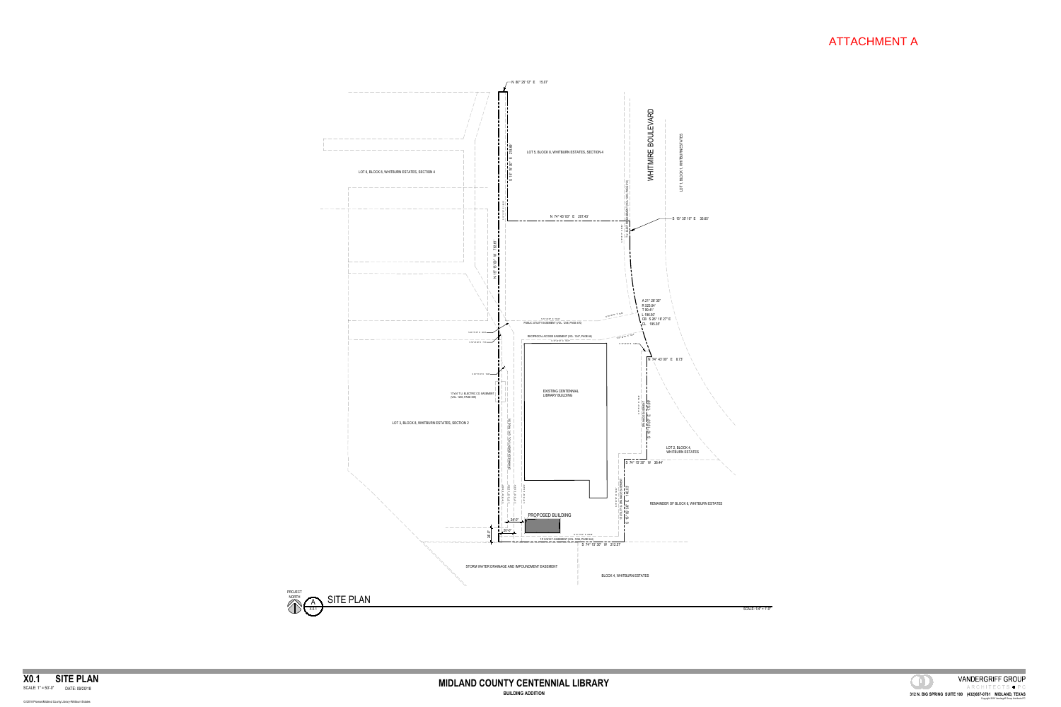ATTACHMENT A

N 80° 25' 12" E 15.07'

LOT 5, BLOCK 8, WHITBURN ESTATES, SECTION 4

WHITMIRE BOULEVARD

LOT 1, BLOCK 1, WHITBURN ESTATES

LOT 6, BLOCK 8, WHITBURN ESTATES, SECTION 4

N 74° 43' 00" E 287.43'

S 15° 38' 16" E 35.65'

N 15° 16' 00" W 195.41'

A 21° 26' 20"
R 525.84'
T 99.41'
L 196.50'
CB S 26° 18' 27" E
CL 195.35'

PUBLIC UTILITY EASEMENT (VOL. 1245, PAGE 57)

RECIPROCAL ACCESS EASEMENT (VOL. 1247, PAGE 66)

N 74° 43' 00" E 8.73'

17' & 10' T.U. ELECTRIC CO. EASEMENT (VOL. 1245, PAGE 60)

EXISTING CENTENNIAL LIBRARY BUILDING

LOT 3, BLOCK 8, WHITBURN ESTATES, SECTION 2

LOT 2, BLOCK 4, WHITBURN ESTATES

S 74° 15' 30" W 30.44'

REMAINDER OF BLOCK 8, WHITBURN ESTATES

PROPOSED BUILDING

24'-0"

30'-0"

26'-0"

10' STREET EASEMENT (VOL. 1289, PAGE 544)

S 74° 15' 30" W 212.57'

STORM WATER DRAINAGE AND IMPOUNDMENT EASEMENT

BLOCK 4, WHITBURN ESTATES

PROJECT NORTH

A X0.1 SITE PLAN

SCALE: 1/4" = 1'-0"

**X0.1 SITE PLAN**
SCALE: 1" = 50'-0" DATE: 09/20/18

**MIDLAND COUNTY CENTENNIAL LIBRARY**
**BUILDING ADDITION**

VANDERGRIFF GROUP ARCHITECTS PC
312 N. BIG SPRING SUITE 100 (432)687-0781 MIDLAND, TEXAS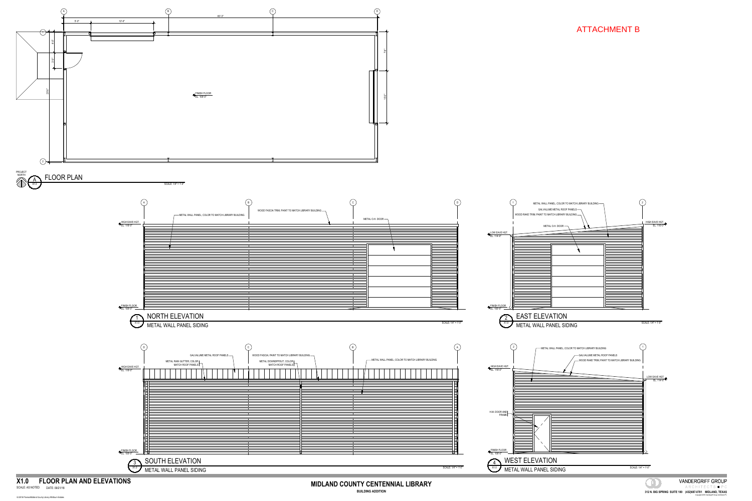# ATTACHMENT B

## FLOOR PLAN

PROJECT NORTH

A X1.0

SCALE: 1/4" = 1'-0"

5'-3" 12'-0" 60'-3" 4'-0" 3'-0" 20'-0" 7'-8" 10'-0"

FINISH FLOOR EL. 100'-0"

## 1 NORTH ELEVATION

METAL WALL PANEL SIDING

SCALE: 1/4" = 1'-0"

HIGH EAVE HGT. EL. 116'-0"

METAL WALL PANEL; COLOR TO MATCH LIBRARY BUILDING

WOOD FASCIA TRIM; PAINT TO MATCH LIBRARY BUILDING

METAL O.H. DOOR

FINISH FLOOR EL. 100'-0"

## 2 EAST ELEVATION

METAL WALL PANEL SIDING

SCALE: 1/4" = 1'-0"

METAL WALL PANEL; COLOR TO MATCH LIBRARY BUILDING

GALVALUME METAL ROOF PANELS

WOOD RAKE TRIM; PAINT TO MATCH LIBRARY BUILDING

METAL O.H. DOOR

LOW EAVE HGT. EL. 114'-0"

HIGH EAVE HGT. EL. 116'-0"

FINISH FLOOR EL. 100'-0"

## 3 SOUTH ELEVATION

METAL WALL PANEL SIDING

SCALE: 1/4" = 1'-0"

GALVALUME METAL ROOF PANELS

METAL RAIN GUTTER; COLOR MATCH ROOF PANELS

WOOD FASCIA; PAINT TO MATCH LIBRARY BUILDING

METAL DOWNSPOUT; COLOR MATCH ROOF PANELS

METAL WALL PANEL; COLOR TO MATCH LIBRARY BUILDING

HIGH EAVE HGT. EL. 116'-0"

FINISH FLOOR EL. 100'-0"

## 4 WEST ELEVATION

METAL WALL PANEL SIDING

SCALE: 1/4" = 1'-0"

METAL WALL PANEL; COLOR TO MATCH LIBRARY BUILDING

GALVALUME METAL ROOF PANELS

WOOD RAKE TRIM; PAINT TO MATCH LIBRARY BUILDING

HIGH EAVE HGT. EL. 116'-0"

LOW EAVE HGT. EL. 114'-0"

H.M. DOOR AND FRAME

FINISH FLOOR EL. 100'-0"

**X1.0 FLOOR PLAN AND ELEVATIONS**

SCALE: AS NOTED DATE: 08/21/18

**MIDLAND COUNTY CENTENNIAL LIBRARY**

**BUILDING ADDITION**

VANDERGRIFF GROUP ARCHITECTS PC

312 N. BIG SPRING SUITE 100 (432)687-0781 MIDLAND, TEXAS